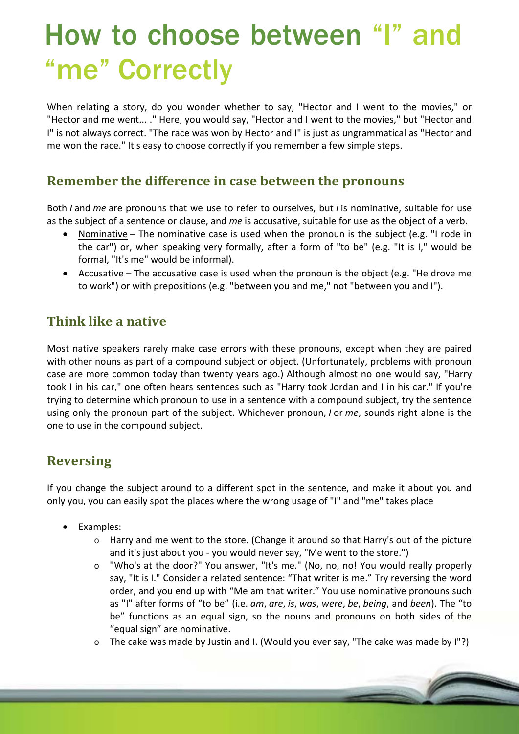# How to choose between "I" and "me" Correctly

When relating a story, do you wonder whether to say, "Hector and I went to the movies," or "Hector and me went... ." Here, you would say, "Hector and I went to the movies," but "Hector and I" is not always correct. "The race was won by Hector and I" is just as ungrammatical as "Hector and me won the race." It's easy to choose correctly if you remember a few simple steps.

## Remember the difference in case between the pronouns

Both *I* and *me* are pronouns that we use to refer to ourselves, but *I* is nominative, suitable for use as the subject of a sentence or clause, and *me* is accusative, suitable for use as the object of a verb.

- Nominative – The nominative case is used when the pronoun is the subject (e.g. "I rode in the car") or, when speaking very formally, after a form of "to be" (e.g. "It is I," would be formal, "It's me" would be informal).
- Accusative – The accusative case is used when the pronoun is the object (e.g. "He drove me to work") or with prepositions (e.g. "between you and me," not "between you and I").

## Think like a native

Most native speakers rarely make case errors with these pronouns, except when they are paired with other nouns as part of a compound subject or object. (Unfortunately, problems with pronoun case are more common today than twenty years ago.) Although almost no one would say, "Harry took I in his car," one often hears sentences such as "Harry took Jordan and I in his car." If you're trying to determine which pronoun to use in a sentence with a compound subject, try the sentence using only the pronoun part of the subject. Whichever pronoun, *I* or *me*, sounds right alone is the one to use in the compound subject.

## Reversing

If you change the subject around to a different spot in the sentence, and make it about you and only you, you can easily spot the places where the wrong usage of "I" and "me" takes place

- Examples:
  - Harry and me went to the store. (Change it around so that Harry's out of the picture and it's just about you - you would never say, "Me went to the store.")
  - "Who's at the door?" You answer, "It's me." (No, no, no! You would really properly say, "It is I." Consider a related sentence: "That writer is me." Try reversing the word order, and you end up with "Me am that writer." You use nominative pronouns such as "I" after forms of "to be" (i.e. *am*, *are*, *is*, *was*, *were*, *be*, *being*, and *been*). The "to be" functions as an equal sign, so the nouns and pronouns on both sides of the "equal sign" are nominative.
  - The cake was made by Justin and I. (Would you ever say, "The cake was made by I"?)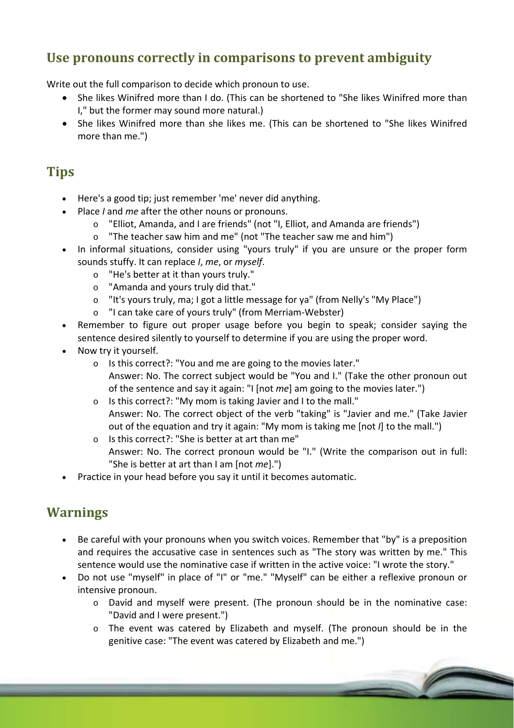## Use pronouns correctly in comparisons to prevent ambiguity

Write out the full comparison to decide which pronoun to use.

- She likes Winifred more than I do. (This can be shortened to "She likes Winifred more than I," but the former may sound more natural.)
- She likes Winifred more than she likes me. (This can be shortened to "She likes Winifred more than me.")

## Tips

- Here's a good tip; just remember 'me' never did anything.
- Place *I* and *me* after the other nouns or pronouns.
  - "Elliot, Amanda, and I are friends" (not "I, Elliot, and Amanda are friends")
  - "The teacher saw him and me" (not "The teacher saw me and him")
- In informal situations, consider using "yours truly" if you are unsure or the proper form sounds stuffy. It can replace *I*, *me*, or *myself*.
  - "He's better at it than yours truly."
  - "Amanda and yours truly did that."
  - "It's yours truly, ma; I got a little message for ya" (from Nelly's "My Place")
  - "I can take care of yours truly" (from Merriam-Webster)
- Remember to figure out proper usage before you begin to speak; consider saying the sentence desired silently to yourself to determine if you are using the proper word.
- Now try it yourself.
  - Is this correct?: "You and me are going to the movies later."
    Answer: No. The correct subject would be "You and I." (Take the other pronoun out of the sentence and say it again: "I [not *me*] am going to the movies later.")
  - Is this correct?: "My mom is taking Javier and I to the mall."
    Answer: No. The correct object of the verb "taking" is "Javier and me." (Take Javier out of the equation and try it again: "My mom is taking me [not *I*] to the mall.")
  - Is this correct?: "She is better at art than me"
    Answer: No. The correct pronoun would be "I." (Write the comparison out in full: "She is better at art than I am [not *me*].")
- Practice in your head before you say it until it becomes automatic.

## Warnings

- Be careful with your pronouns when you switch voices. Remember that "by" is a preposition and requires the accusative case in sentences such as "The story was written by me." This sentence would use the nominative case if written in the active voice: "I wrote the story."
- Do not use "myself" in place of "I" or "me." "Myself" can be either a reflexive pronoun or intensive pronoun.
  - David and myself were present. (The pronoun should be in the nominative case: "David and I were present.")
  - The event was catered by Elizabeth and myself. (The pronoun should be in the genitive case: "The event was catered by Elizabeth and me.")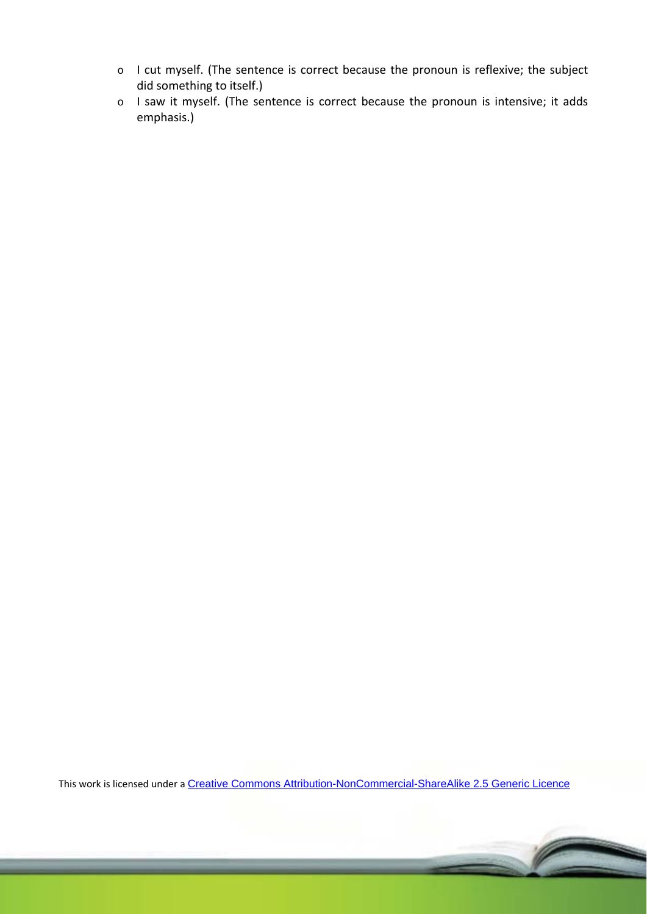- I cut myself. (The sentence is correct because the pronoun is reflexive; the subject did something to itself.)
- I saw it myself. (The sentence is correct because the pronoun is intensive; it adds emphasis.)

This work is licensed under a Creative Commons Attribution-NonCommercial-ShareAlike 2.5 Generic Licence